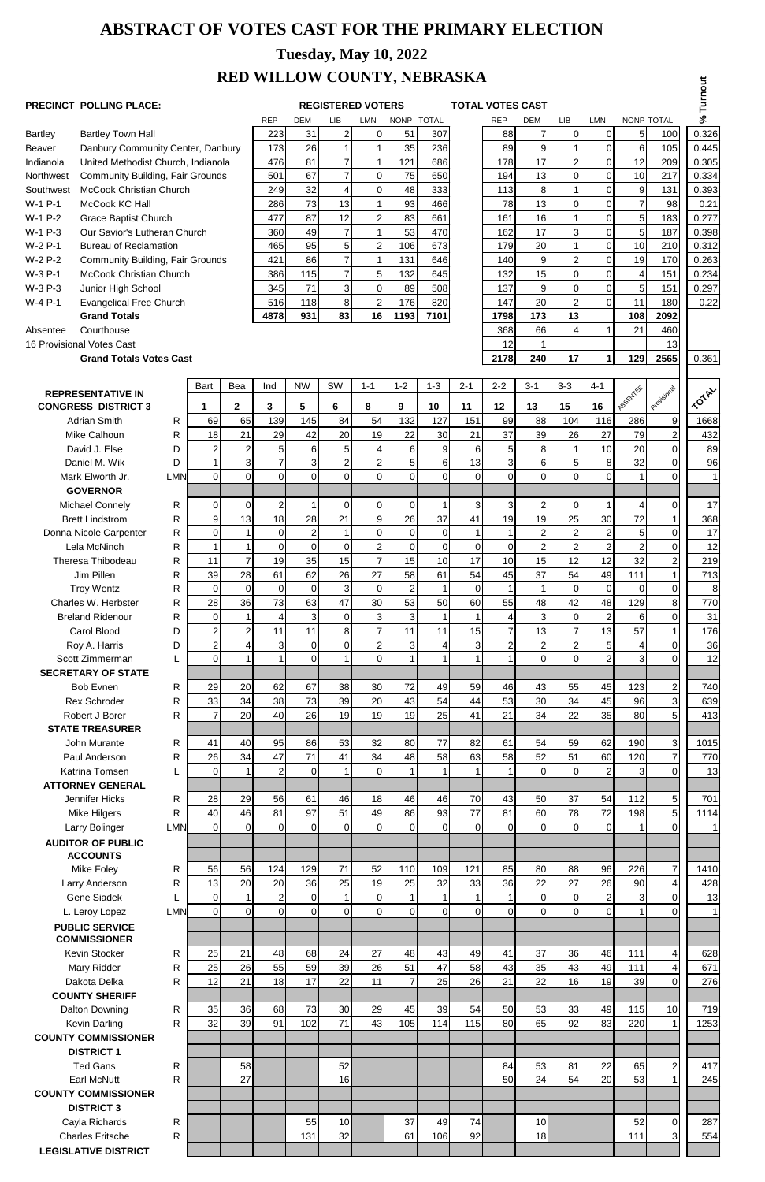# ABSTRACT OF VOTES CAST FOR THE PRIMARY ELECTION

## Tuesday, May 10, 2022

## RED WILLOW COUNTY, NEBRASKA

| PRECINCT | POLLING PLACE: | REGISTERED VOTERS REP | DEM | LIB | LMN | NONP | TOTAL | TOTAL VOTES CAST REP | DEM | LIB | LMN | NONP | TOTAL | % Turnout |
|---|---|---|---|---|---|---|---|---|---|---|---|---|---|---|
| Bartley | Bartley Town Hall | 223 | 31 | 2 | 0 | 51 | 307 | 88 | 7 | 0 | 0 | 5 | 100 | 0.326 |
| Beaver | Danbury Community Center, Danbury | 173 | 26 | 1 | 1 | 35 | 236 | 89 | 9 | 1 | 0 | 6 | 105 | 0.445 |
| Indianola | United Methodist Church, Indianola | 476 | 81 | 7 | 1 | 121 | 686 | 178 | 17 | 2 | 0 | 12 | 209 | 0.305 |
| Northwest | Community Building, Fair Grounds | 501 | 67 | 7 | 0 | 75 | 650 | 194 | 13 | 0 | 0 | 10 | 217 | 0.334 |
| Southwest | McCook Christian Church | 249 | 32 | 4 | 0 | 48 | 333 | 113 | 8 | 1 | 0 | 9 | 131 | 0.393 |
| W-1 P-1 | McCook KC Hall | 286 | 73 | 13 | 1 | 93 | 466 | 78 | 13 | 0 | 0 | 7 | 98 | 0.21 |
| W-1 P-2 | Grace Baptist Church | 477 | 87 | 12 | 2 | 83 | 661 | 161 | 16 | 1 | 0 | 5 | 183 | 0.277 |
| W-1 P-3 | Our Savior's Lutheran Church | 360 | 49 | 7 | 1 | 53 | 470 | 162 | 17 | 3 | 0 | 5 | 187 | 0.398 |
| W-2 P-1 | Bureau of Reclamation | 465 | 95 | 5 | 2 | 106 | 673 | 179 | 20 | 1 | 0 | 10 | 210 | 0.312 |
| W-2 P-2 | Community Building, Fair Grounds | 421 | 86 | 7 | 1 | 131 | 646 | 140 | 9 | 2 | 0 | 19 | 170 | 0.263 |
| W-3 P-1 | McCook Christian Church | 386 | 115 | 7 | 5 | 132 | 645 | 132 | 15 | 0 | 0 | 4 | 151 | 0.234 |
| W-3 P-3 | Junior High School | 345 | 71 | 3 | 0 | 89 | 508 | 137 | 9 | 0 | 0 | 5 | 151 | 0.297 |
| W-4 P-1 | Evangelical Free Church | 516 | 118 | 8 | 2 | 176 | 820 | 147 | 20 | 2 | 0 | 11 | 180 | 0.22 |
| | **Grand Totals** | **4878** | **931** | **83** | **16** | **1193** | **7101** | **1798** | **173** | **13** | | **108** | **2092** | |
| Absentee | Courthouse | | | | | | | 368 | 66 | 4 | 1 | 21 | 460 | |
| 16 Provisional Votes Cast | | | | | | | | 12 | 1 | | | | 13 | |
| | **Grand Totals Votes Cast** | | | | | | | **2178** | **240** | **17** | **1** | **129** | **2565** | 0.361 |

| | | Bart 1 | Bea 2 | Ind 3 | NW 5 | SW 6 | 1-1 8 | 1-2 9 | 1-3 10 | 2-1 11 | 2-2 12 | 3-1 13 | 3-3 15 | 4-1 16 | ABSENTEE | Provisional | TOTAL |
|---|---|---|---|---|---|---|---|---|---|---|---|---|---|---|---|---|---|
| **REPRESENTATIVE IN CONGRESS DISTRICT 3** | | | | | | | | | | | | | | | | | |
| Adrian Smith | R | 69 | 65 | 139 | 145 | 84 | 54 | 132 | 127 | 151 | 99 | 88 | 104 | 116 | 286 | 9 | 1668 |
| Mike Calhoun | R | 18 | 21 | 29 | 42 | 20 | 19 | 22 | 30 | 21 | 37 | 39 | 26 | 27 | 79 | 2 | 432 |
| David J. Else | D | 2 | 2 | 5 | 6 | 5 | 4 | 6 | 9 | 6 | 5 | 8 | 1 | 10 | 20 | 0 | 89 |
| Daniel M. Wik | D | 1 | 3 | 7 | 3 | 2 | 2 | 5 | 6 | 13 | 3 | 6 | 5 | 8 | 32 | 0 | 96 |
| Mark Elworth Jr. | LMN | 0 | 0 | 0 | 0 | 0 | 0 | 0 | 0 | 0 | 0 | 0 | 0 | 0 | 1 | 0 | 1 |
| **GOVERNOR** | | | | | | | | | | | | | | | | | |
| Michael Connely | R | 0 | 0 | 2 | 1 | 0 | 0 | 0 | 1 | 3 | 3 | 2 | 0 | 1 | 4 | 0 | 17 |
| Brett Lindstrom | R | 9 | 13 | 18 | 28 | 21 | 9 | 26 | 37 | 41 | 19 | 19 | 25 | 30 | 72 | 1 | 368 |
| Donna Nicole Carpenter | R | 0 | 1 | 0 | 2 | 1 | 0 | 0 | 0 | 1 | 1 | 2 | 2 | 2 | 5 | 0 | 17 |
| Lela McNinch | R | 1 | 1 | 0 | 0 | 0 | 2 | 0 | 0 | 0 | 0 | 2 | 2 | 2 | 2 | 0 | 12 |
| Theresa Thibodeau | R | 11 | 7 | 19 | 35 | 15 | 7 | 15 | 10 | 17 | 10 | 15 | 12 | 12 | 32 | 2 | 219 |
| Jim Pillen | R | 39 | 28 | 61 | 62 | 26 | 27 | 58 | 61 | 54 | 45 | 37 | 54 | 49 | 111 | 1 | 713 |
| Troy Wentz | R | 0 | 0 | 0 | 0 | 3 | 0 | 2 | 1 | 0 | 1 | 1 | 0 | 0 | 0 | 0 | 8 |
| Charles W. Herbster | R | 28 | 36 | 73 | 63 | 47 | 30 | 53 | 50 | 60 | 55 | 48 | 42 | 48 | 129 | 8 | 770 |
| Breland Ridenour | R | 0 | 1 | 4 | 3 | 0 | 3 | 3 | 1 | 1 | 4 | 3 | 0 | 2 | 6 | 0 | 31 |
| Carol Blood | D | 2 | 2 | 11 | 11 | 8 | 7 | 11 | 11 | 15 | 7 | 13 | 7 | 13 | 57 | 1 | 176 |
| Roy A. Harris | D | 2 | 4 | 3 | 0 | 0 | 2 | 3 | 4 | 3 | 2 | 2 | 2 | 5 | 4 | 0 | 36 |
| Scott Zimmerman | L | 0 | 1 | 1 | 0 | 1 | 0 | 1 | 1 | 1 | 1 | 0 | 0 | 2 | 3 | 0 | 12 |
| **SECRETARY OF STATE** | | | | | | | | | | | | | | | | | |
| Bob Evnen | R | 29 | 20 | 62 | 67 | 38 | 30 | 72 | 49 | 59 | 46 | 43 | 55 | 45 | 123 | 2 | 740 |
| Rex Schroder | R | 33 | 34 | 38 | 73 | 39 | 20 | 43 | 54 | 44 | 53 | 30 | 34 | 45 | 96 | 3 | 639 |
| Robert J Borer | R | 7 | 20 | 40 | 26 | 19 | 19 | 19 | 25 | 41 | 21 | 34 | 22 | 35 | 80 | 5 | 413 |
| **STATE TREASURER** | | | | | | | | | | | | | | | | | |
| John Murante | R | 41 | 40 | 95 | 86 | 53 | 32 | 80 | 77 | 82 | 61 | 54 | 59 | 62 | 190 | 3 | 1015 |
| Paul Anderson | R | 26 | 34 | 47 | 71 | 41 | 34 | 48 | 58 | 63 | 58 | 52 | 51 | 60 | 120 | 7 | 770 |
| Katrina Tomsen | L | 0 | 1 | 2 | 0 | 1 | 0 | 1 | 1 | 1 | 1 | 0 | 0 | 2 | 3 | 0 | 13 |
| **ATTORNEY GENERAL** | | | | | | | | | | | | | | | | | |
| Jennifer Hicks | R | 28 | 29 | 56 | 61 | 46 | 18 | 46 | 46 | 70 | 43 | 50 | 37 | 54 | 112 | 5 | 701 |
| Mike Hilgers | R | 40 | 46 | 81 | 97 | 51 | 49 | 86 | 93 | 77 | 81 | 60 | 78 | 72 | 198 | 5 | 1114 |
| Larry Bolinger | LMN | 0 | 0 | 0 | 0 | 0 | 0 | 0 | 0 | 0 | 0 | 0 | 0 | 0 | 1 | 0 | 1 |
| **AUDITOR OF PUBLIC ACCOUNTS** | | | | | | | | | | | | | | | | | |
| Mike Foley | R | 56 | 56 | 124 | 129 | 71 | 52 | 110 | 109 | 121 | 85 | 80 | 88 | 96 | 226 | 7 | 1410 |
| Larry Anderson | R | 13 | 20 | 20 | 36 | 25 | 19 | 25 | 32 | 33 | 36 | 22 | 27 | 26 | 90 | 4 | 428 |
| Gene Siadek | L | 0 | 1 | 2 | 0 | 1 | 0 | 1 | 1 | 1 | 1 | 0 | 0 | 2 | 3 | 0 | 13 |
| L. Leroy Lopez | LMN | 0 | 0 | 0 | 0 | 0 | 0 | 0 | 0 | 0 | 0 | 0 | 0 | 0 | 1 | 0 | 1 |
| **PUBLIC SERVICE COMMISSIONER** | | | | | | | | | | | | | | | | | |
| Kevin Stocker | R | 25 | 21 | 48 | 68 | 24 | 27 | 48 | 43 | 49 | 41 | 37 | 36 | 46 | 111 | 4 | 628 |
| Mary Ridder | R | 25 | 26 | 55 | 59 | 39 | 26 | 51 | 47 | 58 | 43 | 35 | 43 | 49 | 111 | 4 | 671 |
| Dakota Delka | R | 12 | 21 | 18 | 17 | 22 | 11 | 7 | 25 | 26 | 21 | 22 | 16 | 19 | 39 | 0 | 276 |
| **COUNTY SHERIFF** | | | | | | | | | | | | | | | | | |
| Dalton Downing | R | 35 | 36 | 68 | 73 | 30 | 29 | 45 | 39 | 54 | 50 | 53 | 33 | 49 | 115 | 10 | 719 |
| Kevin Darling | R | 32 | 39 | 91 | 102 | 71 | 43 | 105 | 114 | 115 | 80 | 65 | 92 | 83 | 220 | 1 | 1253 |
| **COUNTY COMMISSIONER DISTRICT 1** | | | | | | | | | | | | | | | | | |
| Ted Gans | R | | 58 | | | 52 | | | | | 84 | 53 | 81 | 22 | 65 | 2 | 417 |
| Earl McNutt | R | | 27 | | | 16 | | | | | 50 | 24 | 54 | 20 | 53 | 1 | 245 |
| **COUNTY COMMISSIONER DISTRICT 3** | | | | | | | | | | | | | | | | | |
| Cayla Richards | R | | | | 55 | 10 | | 37 | 49 | 74 | | 10 | | | 52 | 0 | 287 |
| Charles Fritsche | R | | | | 131 | 32 | | 61 | 106 | 92 | | 18 | | | 111 | 3 | 554 |
| **LEGISLATIVE DISTRICT** | | | | | | | | | | | | | | | | | |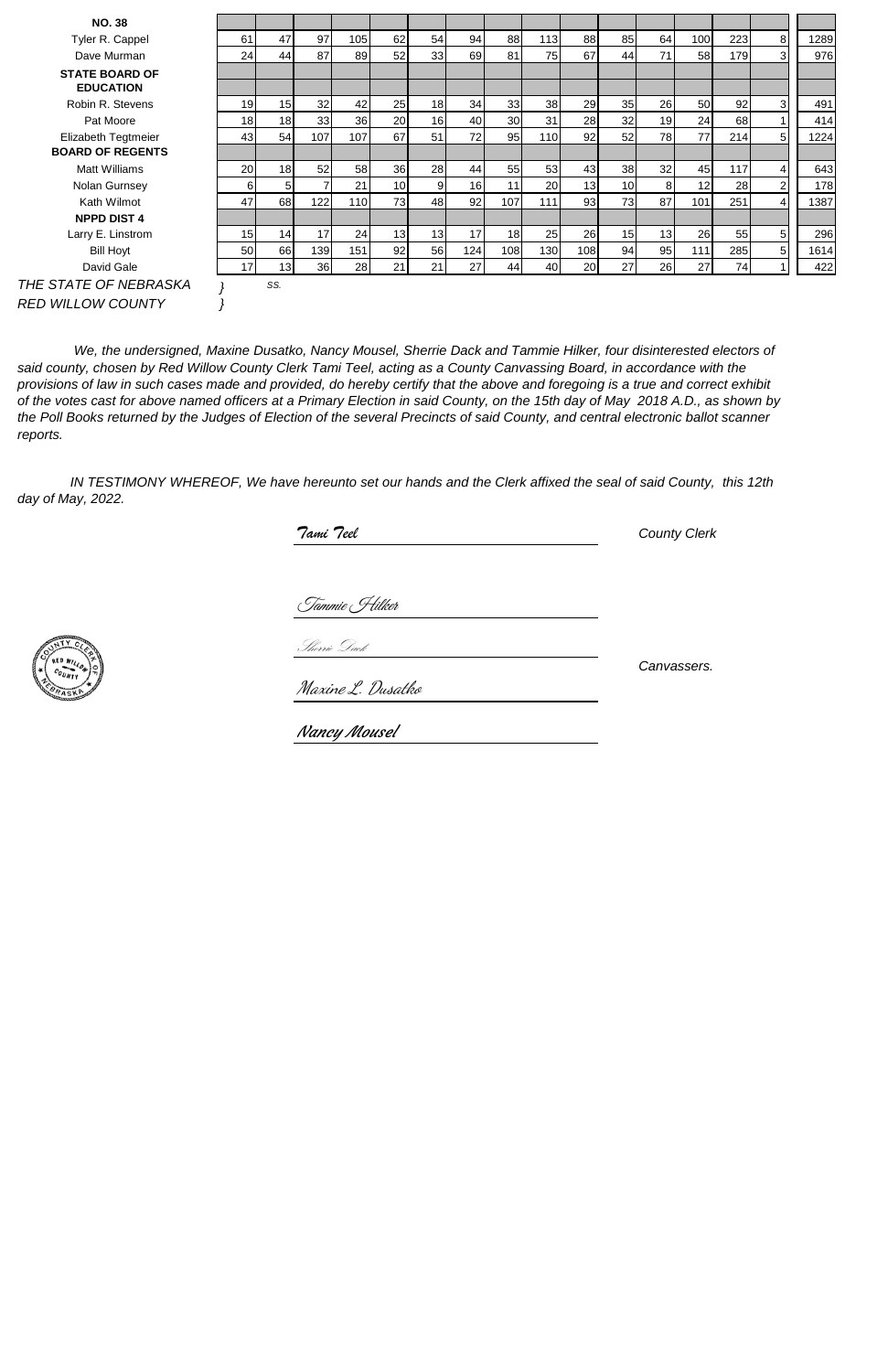| | | | | | | | | | | | | | | | | |
|---|---|---|---|---|---|---|---|---|---|---|---|---|---|---|---|---|
| **NO. 38** | | | | | | | | | | | | | | | | |
| Tyler R. Cappel | 61 | 47 | 97 | 105 | 62 | 54 | 94 | 88 | 113 | 88 | 85 | 64 | 100 | 223 | 8 | 1289 |
| Dave Murman | 24 | 44 | 87 | 89 | 52 | 33 | 69 | 81 | 75 | 67 | 44 | 71 | 58 | 179 | 3 | 976 |
| **STATE BOARD OF EDUCATION** | | | | | | | | | | | | | | | | |
| Robin R. Stevens | 19 | 15 | 32 | 42 | 25 | 18 | 34 | 33 | 38 | 29 | 35 | 26 | 50 | 92 | 3 | 491 |
| Pat Moore | 18 | 18 | 33 | 36 | 20 | 16 | 40 | 30 | 31 | 28 | 32 | 19 | 24 | 68 | 1 | 414 |
| Elizabeth Tegtmeier | 43 | 54 | 107 | 107 | 67 | 51 | 72 | 95 | 110 | 92 | 52 | 78 | 77 | 214 | 5 | 1224 |
| **BOARD OF REGENTS** | | | | | | | | | | | | | | | | |
| Matt Williams | 20 | 18 | 52 | 58 | 36 | 28 | 44 | 55 | 53 | 43 | 38 | 32 | 45 | 117 | 4 | 643 |
| Nolan Gurnsey | 6 | 5 | 7 | 21 | 10 | 9 | 16 | 11 | 20 | 13 | 10 | 8 | 12 | 28 | 2 | 178 |
| Kath Wilmot | 47 | 68 | 122 | 110 | 73 | 48 | 92 | 107 | 111 | 93 | 73 | 87 | 101 | 251 | 4 | 1387 |
| **NPPD DIST 4** | | | | | | | | | | | | | | | | |
| Larry E. Linstrom | 15 | 14 | 17 | 24 | 13 | 13 | 17 | 18 | 25 | 26 | 15 | 13 | 26 | 55 | 5 | 296 |
| Bill Hoyt | 50 | 66 | 139 | 151 | 92 | 56 | 124 | 108 | 130 | 108 | 94 | 95 | 111 | 285 | 5 | 1614 |
| David Gale | 17 | 13 | 36 | 28 | 21 | 21 | 27 | 44 | 40 | 20 | 27 | 26 | 27 | 74 | 1 | 422 |

*THE STATE OF NEBRASKA* } *SS.*
*RED WILLOW COUNTY* }

*We, the undersigned, Maxine Dusatko, Nancy Mousel, Sherrie Dack and Tammie Hilker, four disinterested electors of said county, chosen by Red Willow County Clerk Tami Teel, acting as a County Canvassing Board, in accordance with the provisions of law in such cases made and provided, do hereby certify that the above and foregoing is a true and correct exhibit of the votes cast for above named officers at a Primary Election in said County, on the 15th day of May 2018 A.D., as shown by the Poll Books returned by the Judges of Election of the several Precincts of said County, and central electronic ballot scanner reports.*

*IN TESTIMONY WHEREOF, We have hereunto set our hands and the Clerk affixed the seal of said County, this 12th day of May, 2022.*

Tami Teel — *County Clerk*

Tammie Hilker

Sherrie Dack

Maxine L. Dusatko

Nancy Mousel

*Canvassers.*

COUNTY CLERK RED WILLOW COUNTY NEBRASKA